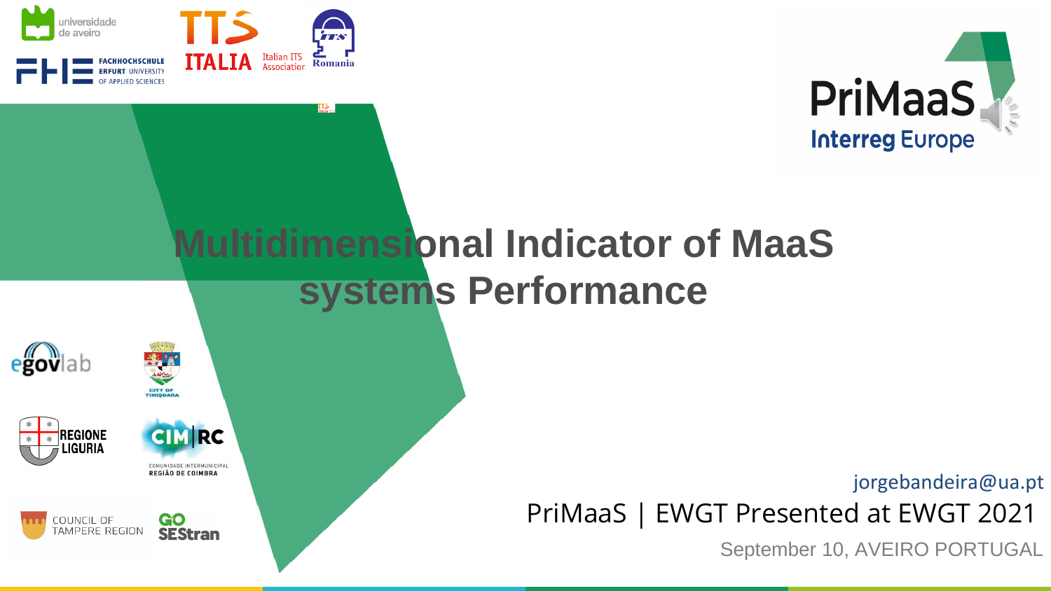# Multidimensional Indicator of MaaS systems Performance

jorgebandeira@ua.pt

PriMaaS | EWGT Presented at EWGT 2021

September 10, AVEIRO PORTUGAL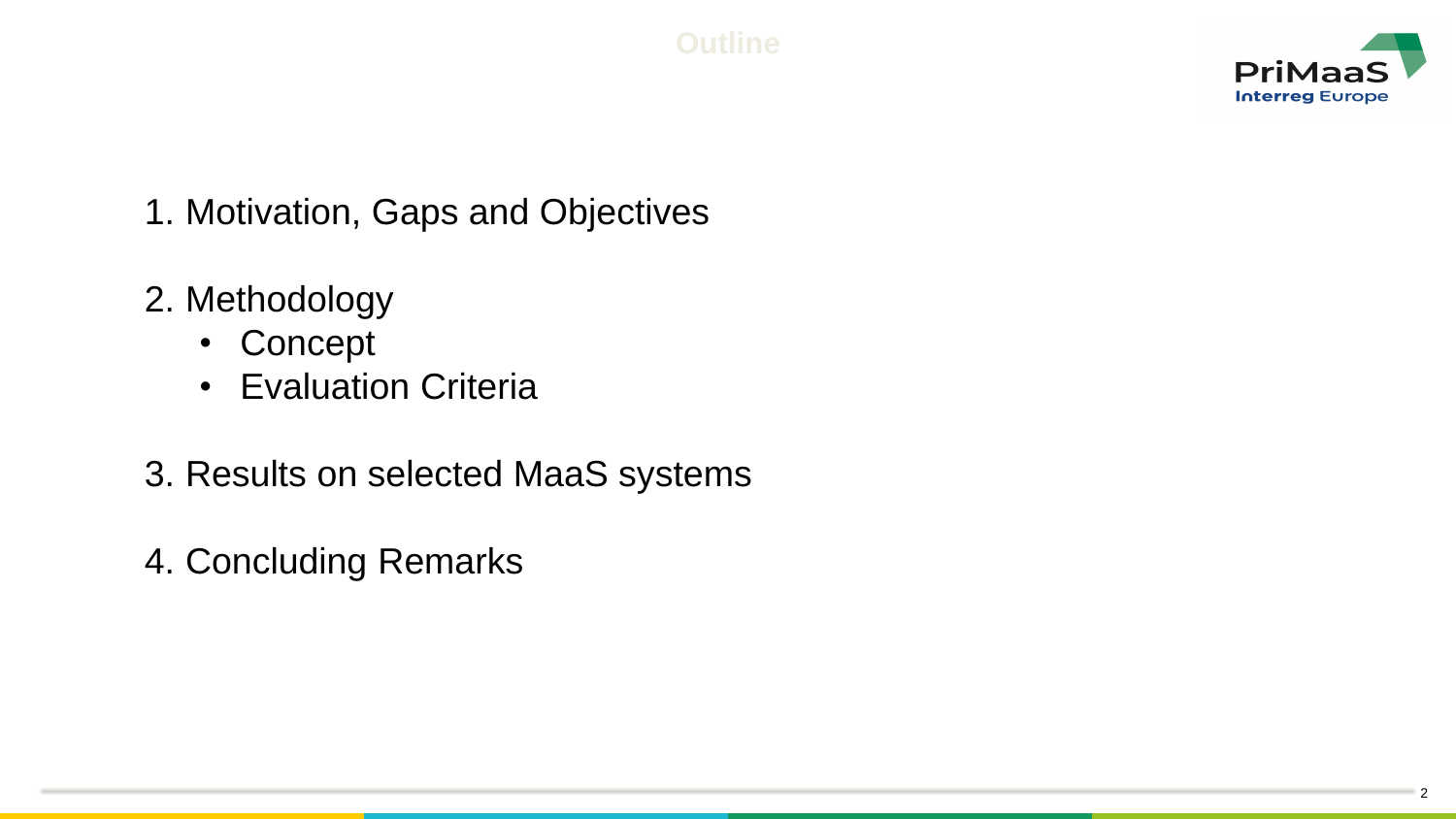# Outline

1. Motivation, Gaps and Objectives

2. Methodology
   - Concept
   - Evaluation Criteria

3. Results on selected MaaS systems

4. Concluding Remarks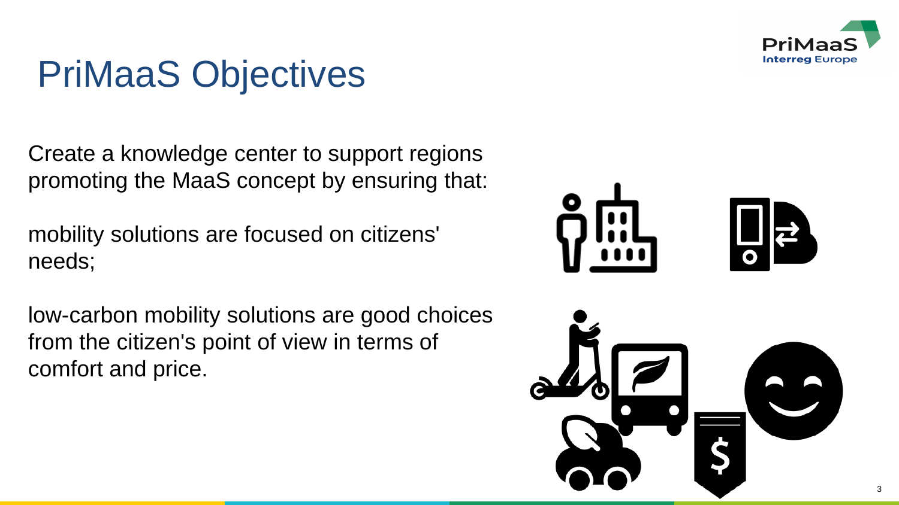# PriMaaS Objectives

Create a knowledge center to support regions promoting the MaaS concept by ensuring that:

mobility solutions are focused on citizens' needs;

low-carbon mobility solutions are good choices from the citizen's point of view in terms of comfort and price.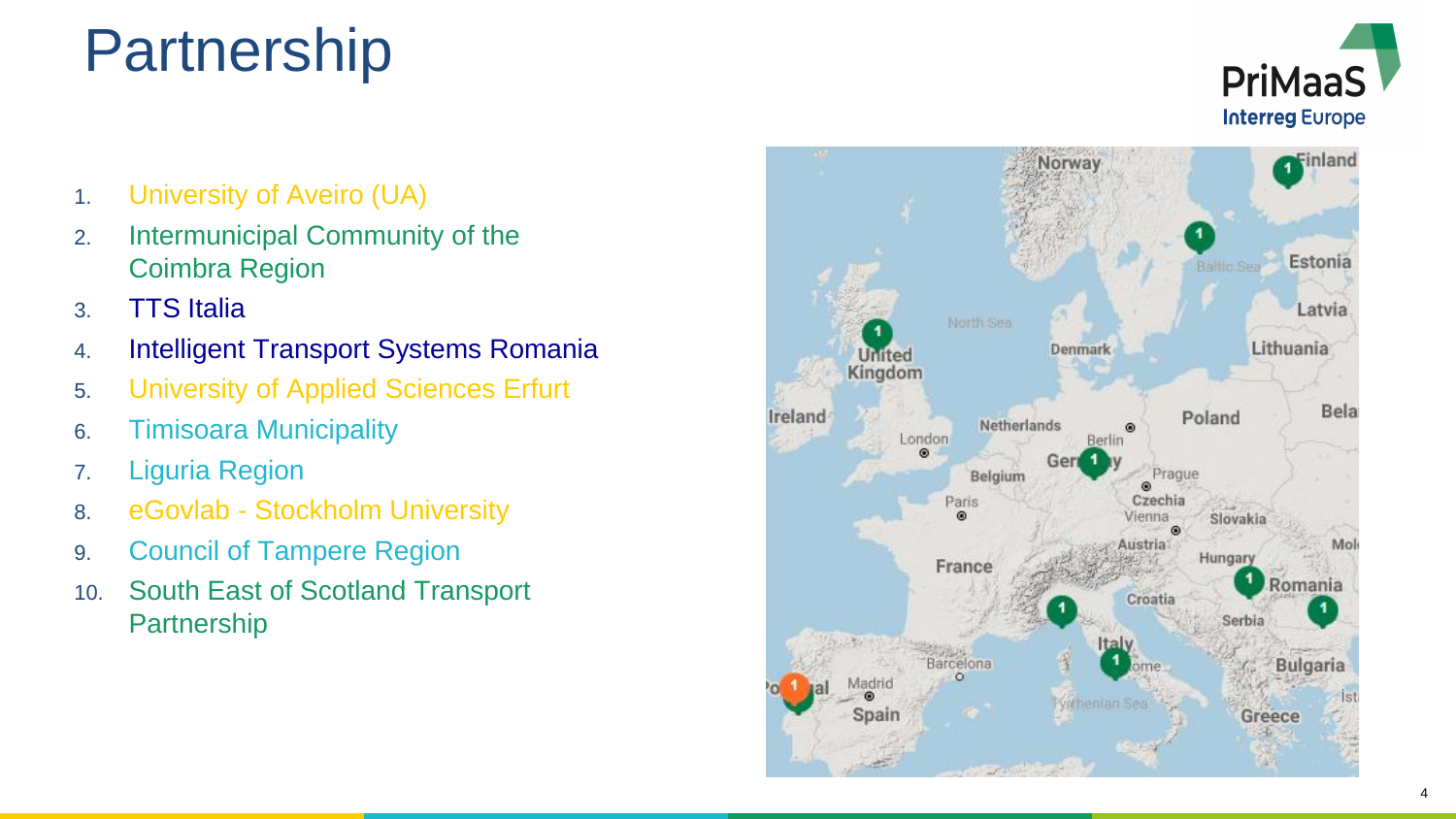# Partnership

1. University of Aveiro (UA)
2. Intermunicipal Community of the Coimbra Region
3. TTS Italia
4. Intelligent Transport Systems Romania
5. University of Applied Sciences Erfurt
6. Timisoara Municipality
7. Liguria Region
8. eGovlab - Stockholm University
9. Council of Tampere Region
10. South East of Scotland Transport Partnership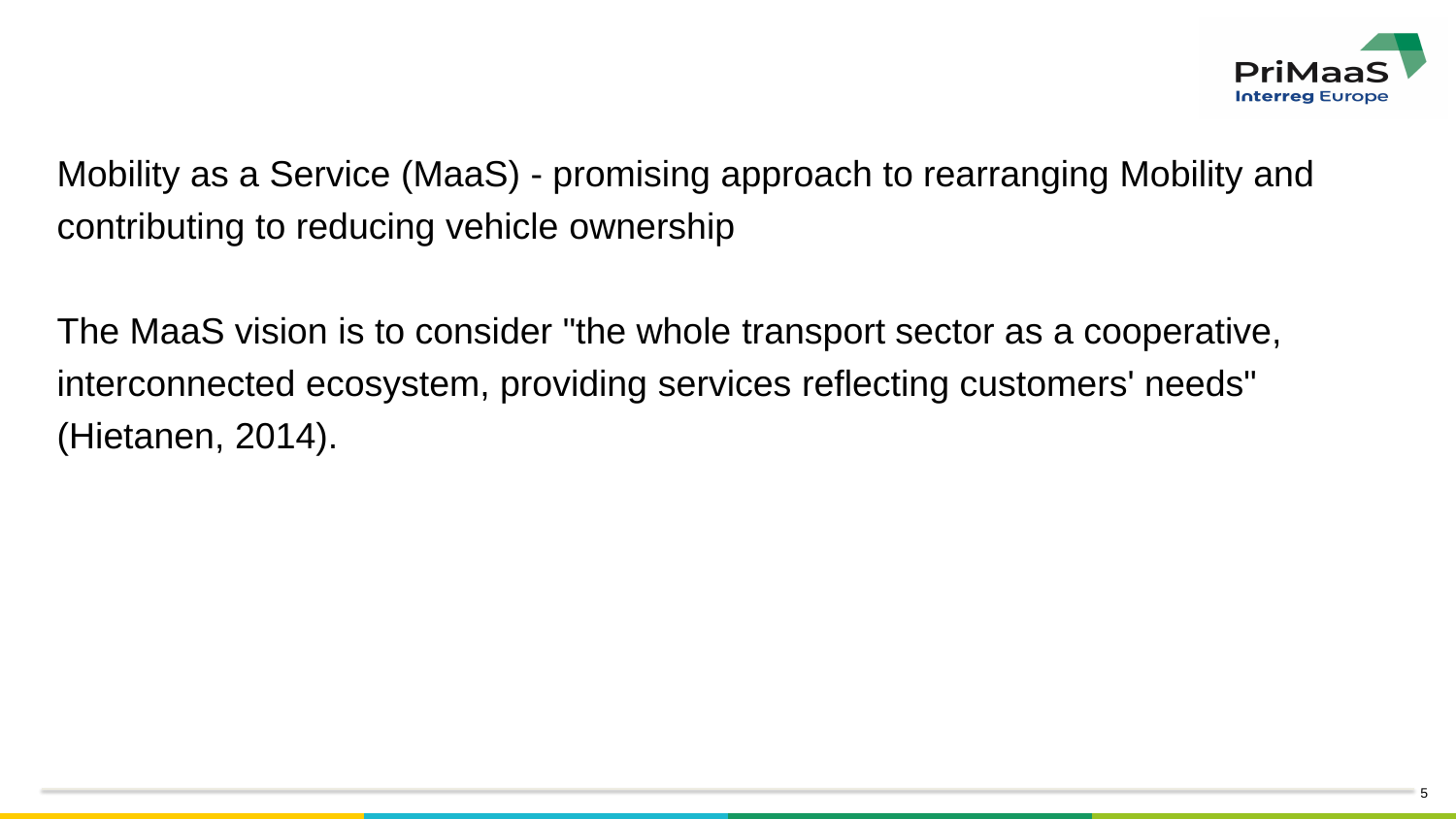Mobility as a Service (MaaS) - promising approach to rearranging Mobility and contributing to reducing vehicle ownership

The MaaS vision is to consider "the whole transport sector as a cooperative, interconnected ecosystem, providing services reflecting customers' needs" (Hietanen, 2014).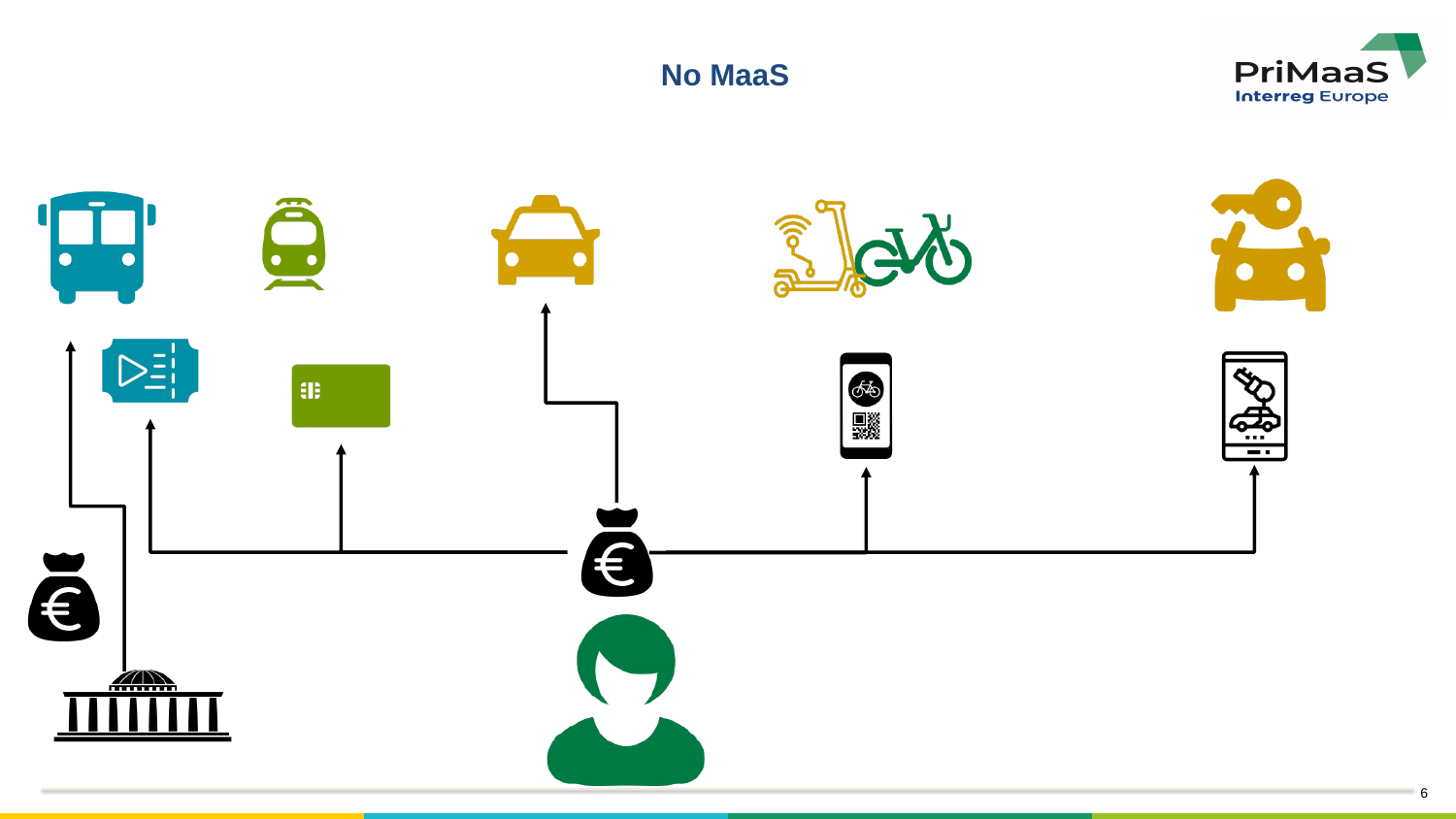# No MaaS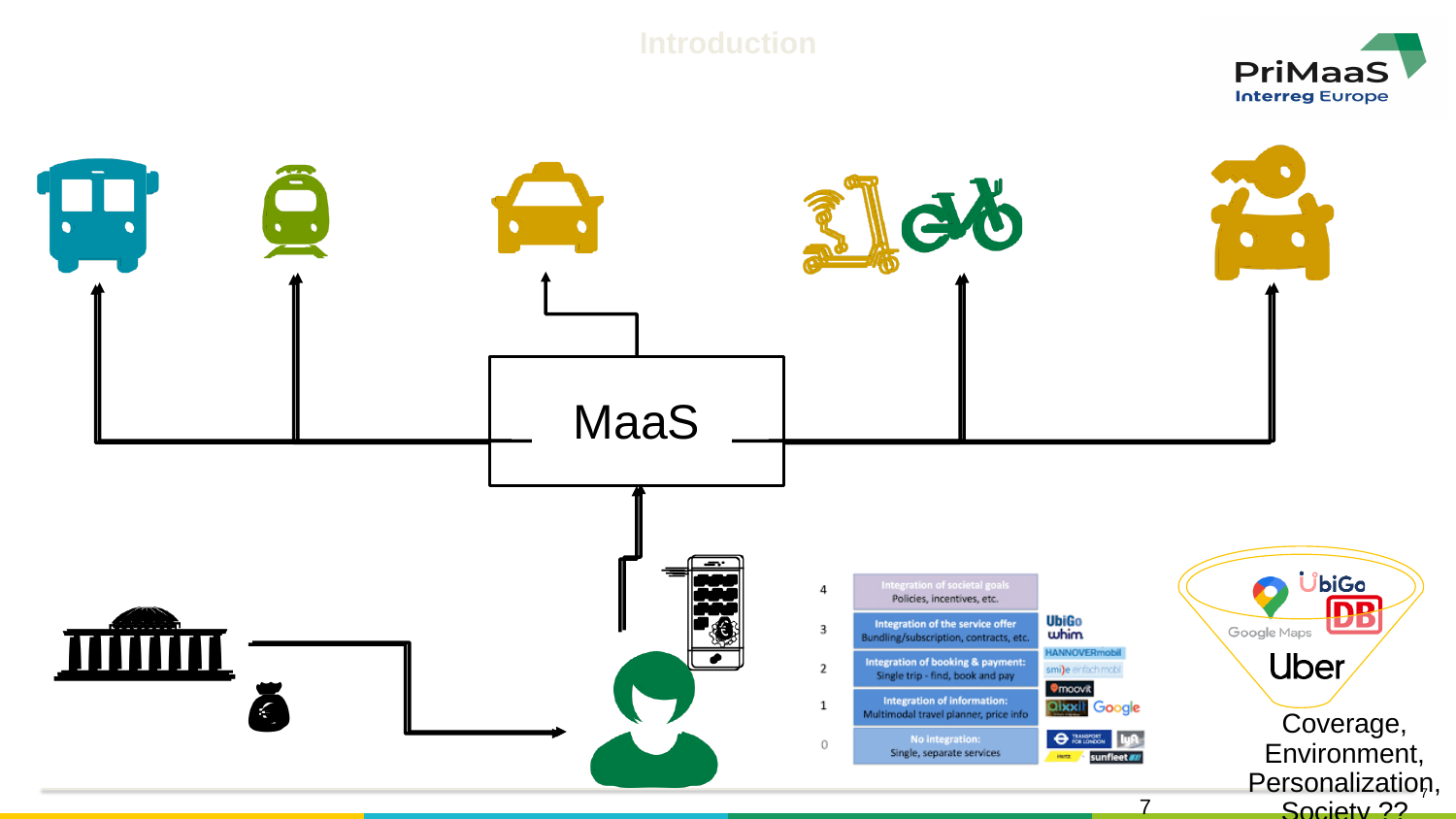# Introduction

MaaS

| | | |
|---|---|---|
| 4 | **Integration of societal goals**<br>Policies, incentives, etc. | |
| 3 | **Integration of the service offer**<br>Bundling/subscription, contracts, etc. | UbiGo, whim |
| 2 | **Integration of booking & payment:**<br>Single trip - find, book and pay | HANNOVERmobil, smi)e einfach mobil |
| 1 | **Integration of information:**<br>Multimodal travel planner, price info | moovit, Qixxit, Google |
| 0 | **No integration:**<br>Single, separate services | Transport for London, Lyft, Hertz, sunfleet |

UbiGo
Google Maps
DB
Uber

Coverage,
Environment,
Personalization,
Society ??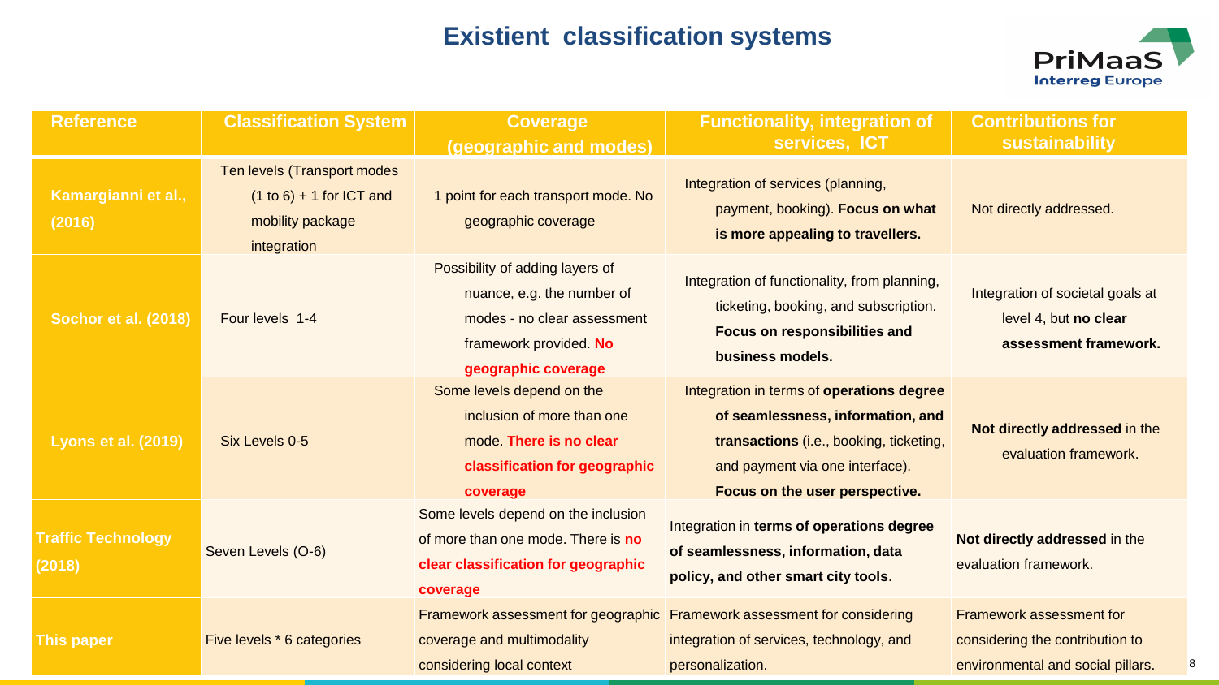# Existient classification systems

| Reference | Classification System | Coverage (geographic and modes) | Functionality, integration of services, ICT | Contributions for sustainability |
|---|---|---|---|---|
| Kamargianni et al., (2016) | Ten levels (Transport modes (1 to 6) + 1 for ICT and mobility package integration | 1 point for each transport mode. No geographic coverage | Integration of services (planning, payment, booking). **Focus on what is more appealing to travellers.** | Not directly addressed. |
| Sochor et al. (2018) | Four levels 1-4 | Possibility of adding layers of nuance, e.g. the number of modes - no clear assessment framework provided. **No geographic coverage** | Integration of functionality, from planning, ticketing, booking, and subscription. **Focus on responsibilities and business models.** | Integration of societal goals at level 4, but **no clear assessment framework.** |
| Lyons et al. (2019) | Six Levels 0-5 | Some levels depend on the inclusion of more than one mode. **There is no clear classification for geographic coverage** | Integration in terms of **operations degree of seamlessness, information, and transactions** (i.e., booking, ticketing, and payment via one interface). **Focus on the user perspective.** | **Not directly addressed** in the evaluation framework. |
| Traffic Technology (2018) | Seven Levels (O-6) | Some levels depend on the inclusion of more than one mode. There is **no clear classification for geographic coverage** | Integration in **terms of operations degree of seamlessness, information, data policy, and other smart city tools**. | **Not directly addressed** in the evaluation framework. |
| This paper | Five levels * 6 categories | Framework assessment for geographic coverage and multimodality considering local context | Framework assessment for considering integration of services, technology, and personalization. | Framework assessment for considering the contribution to environmental and social pillars. |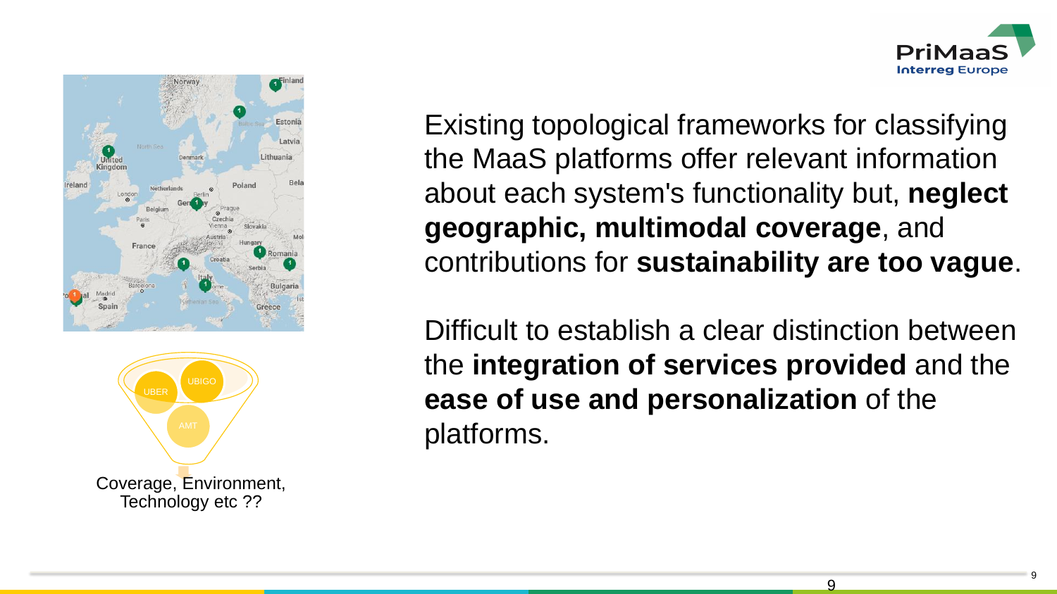Existing topological frameworks for classifying the MaaS platforms offer relevant information about each system's functionality but, **neglect geographic, multimodal coverage**, and contributions for **sustainability are too vague**.

Difficult to establish a clear distinction between the **integration of services provided** and the **ease of use and personalization** of the platforms.

UBER

UBIGO

AMT

Coverage, Environment, Technology etc ??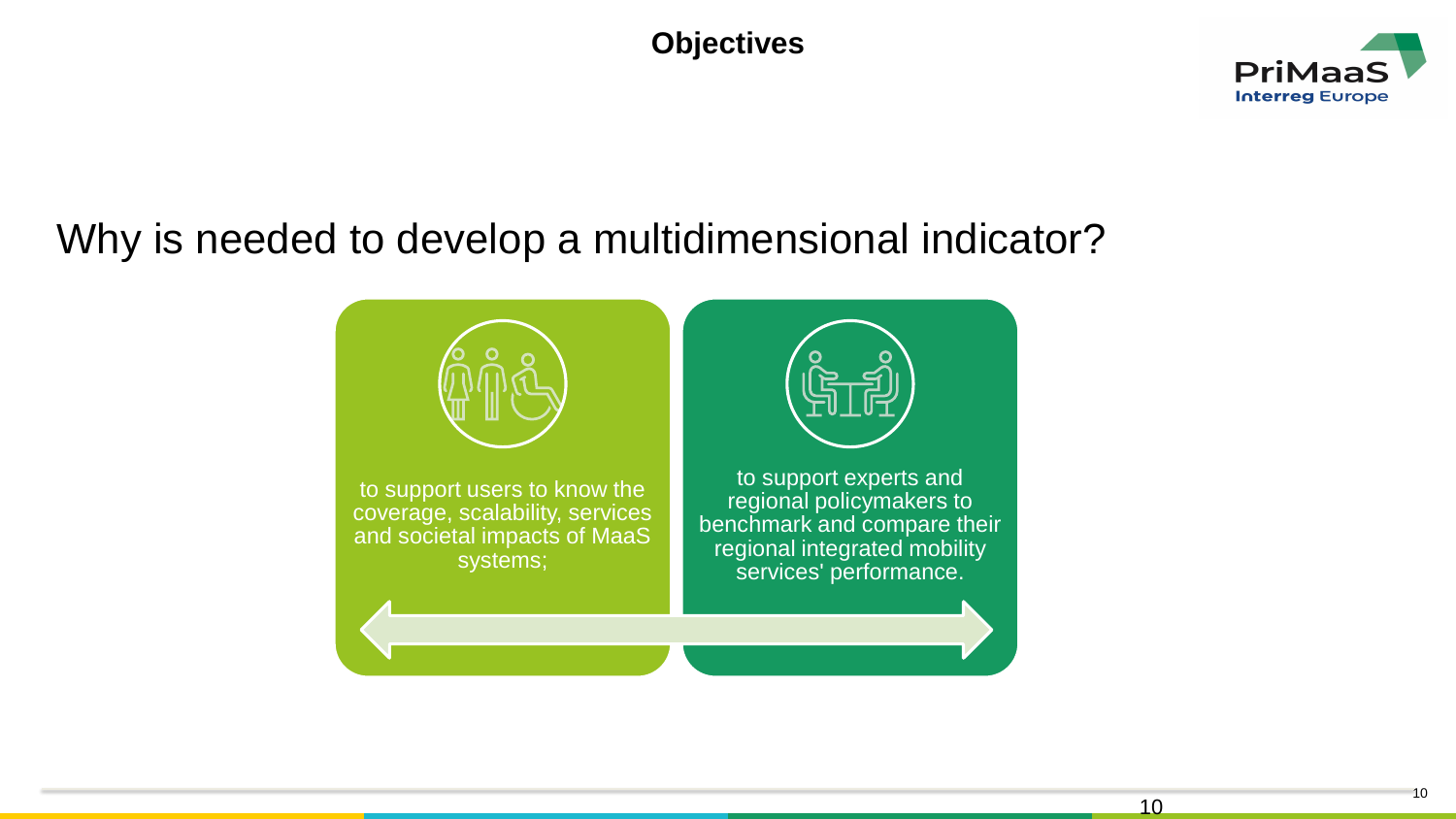# Objectives

## Why is needed to develop a multidimensional indicator?

- to support users to know the coverage, scalability, services and societal impacts of MaaS systems;
- to support experts and regional policymakers to benchmark and compare their regional integrated mobility services' performance.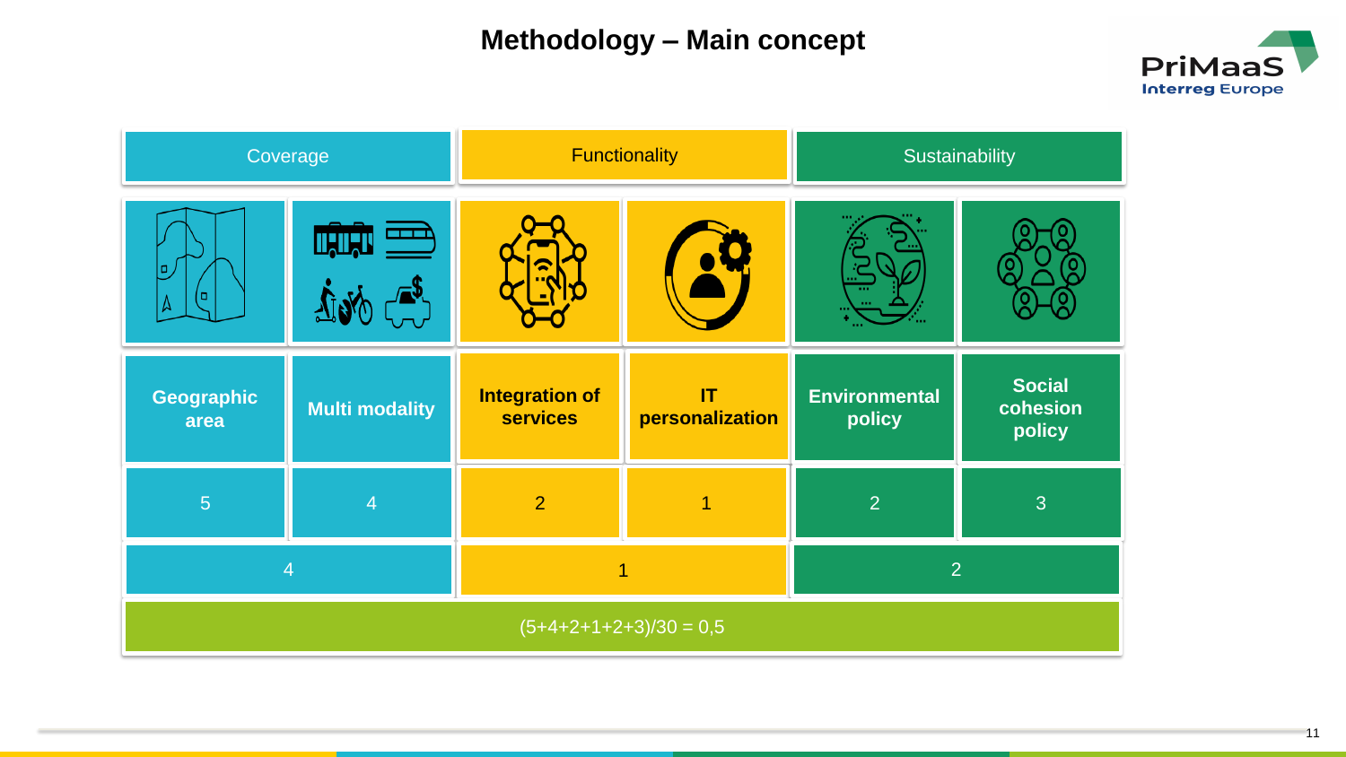# Methodology – Main concept

| Coverage | | Functionality | | Sustainability | |
|---|---|---|---|---|---|
| **Geographic area** | **Multi modality** | **Integration of services** | **IT personalization** | **Environmental policy** | **Social cohesion policy** |
| 5 | 4 | 2 | 1 | 2 | 3 |
| 4 | | 1 | | 2 | |
| (5+4+2+1+2+3)/30 = 0,5 | | | | | |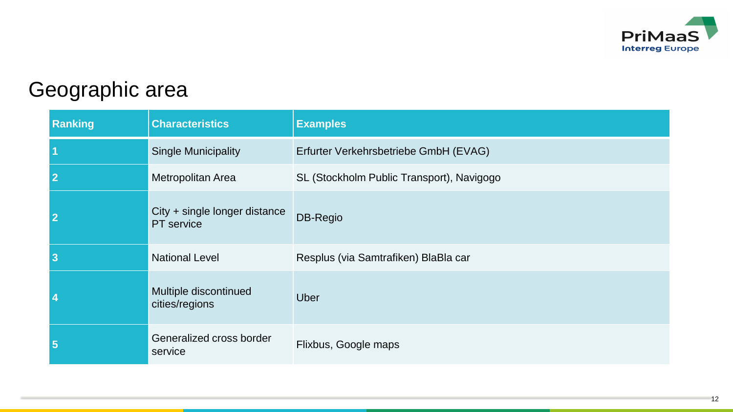# Geographic area

| Ranking | Characteristics | Examples |
|---|---|---|
| **1** | Single Municipality | Erfurter Verkehrsbetriebe GmbH (EVAG) |
| **2** | Metropolitan Area | SL (Stockholm Public Transport), Navigogo |
| **2** | City + single longer distance PT service | DB-Regio |
| **3** | National Level | Resplus (via Samtrafiken) BlaBla car |
| **4** | Multiple discontinued cities/regions | Uber |
| **5** | Generalized cross border service | Flixbus, Google maps |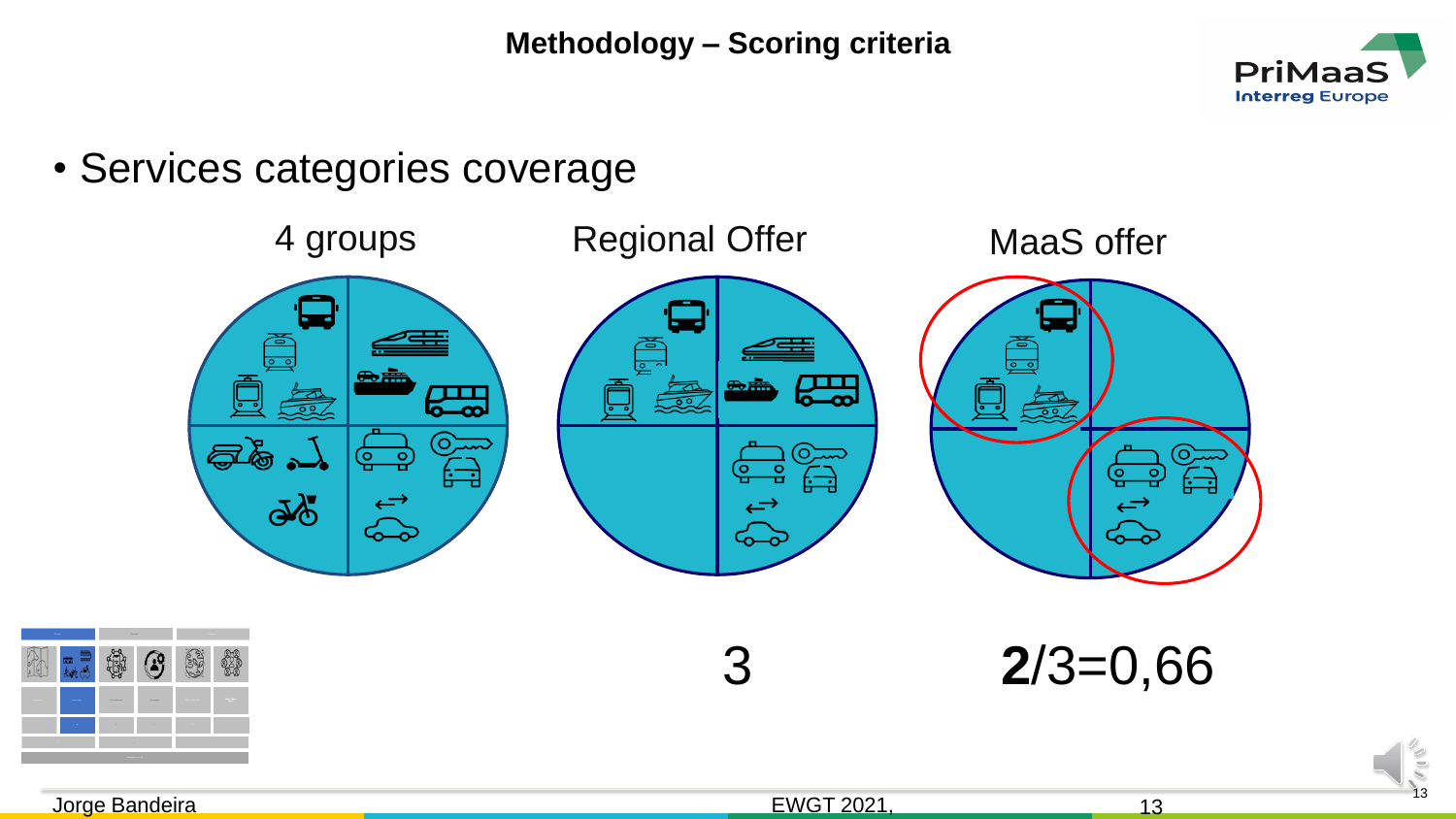# Methodology – Scoring criteria

- Services categories coverage

4 groups

Regional Offer

MaaS offer

3

**2**/3=0,66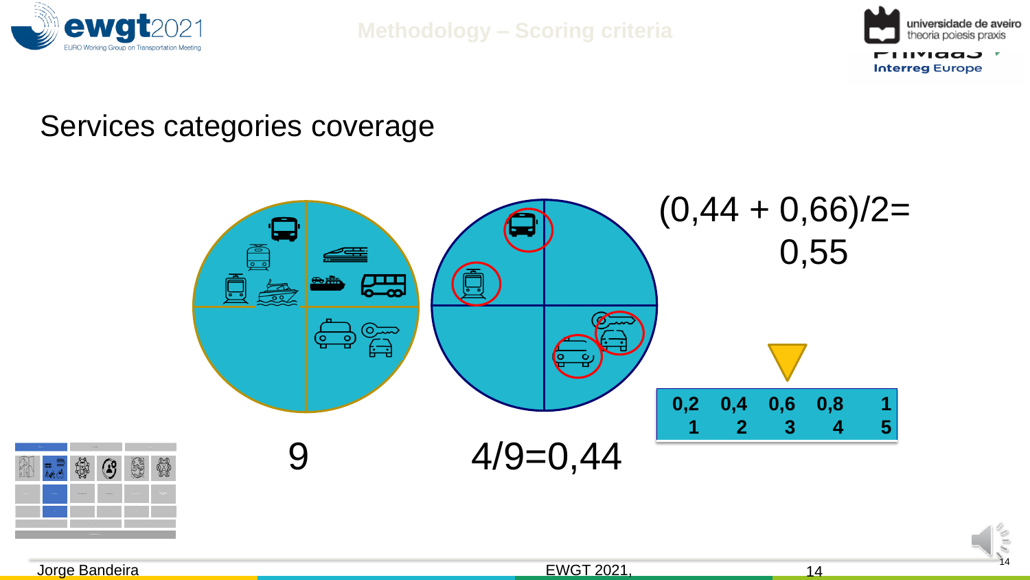## Methodology – Scoring criteria

### Services categories coverage

9

4/9=0,44

(0,44 + 0,66)/2= 0,55

| 0,2 | 0,4 | 0,6 | 0,8 | 1 |
| --- | --- | --- | --- | --- |
| 1 | 2 | 3 | 4 | 5 |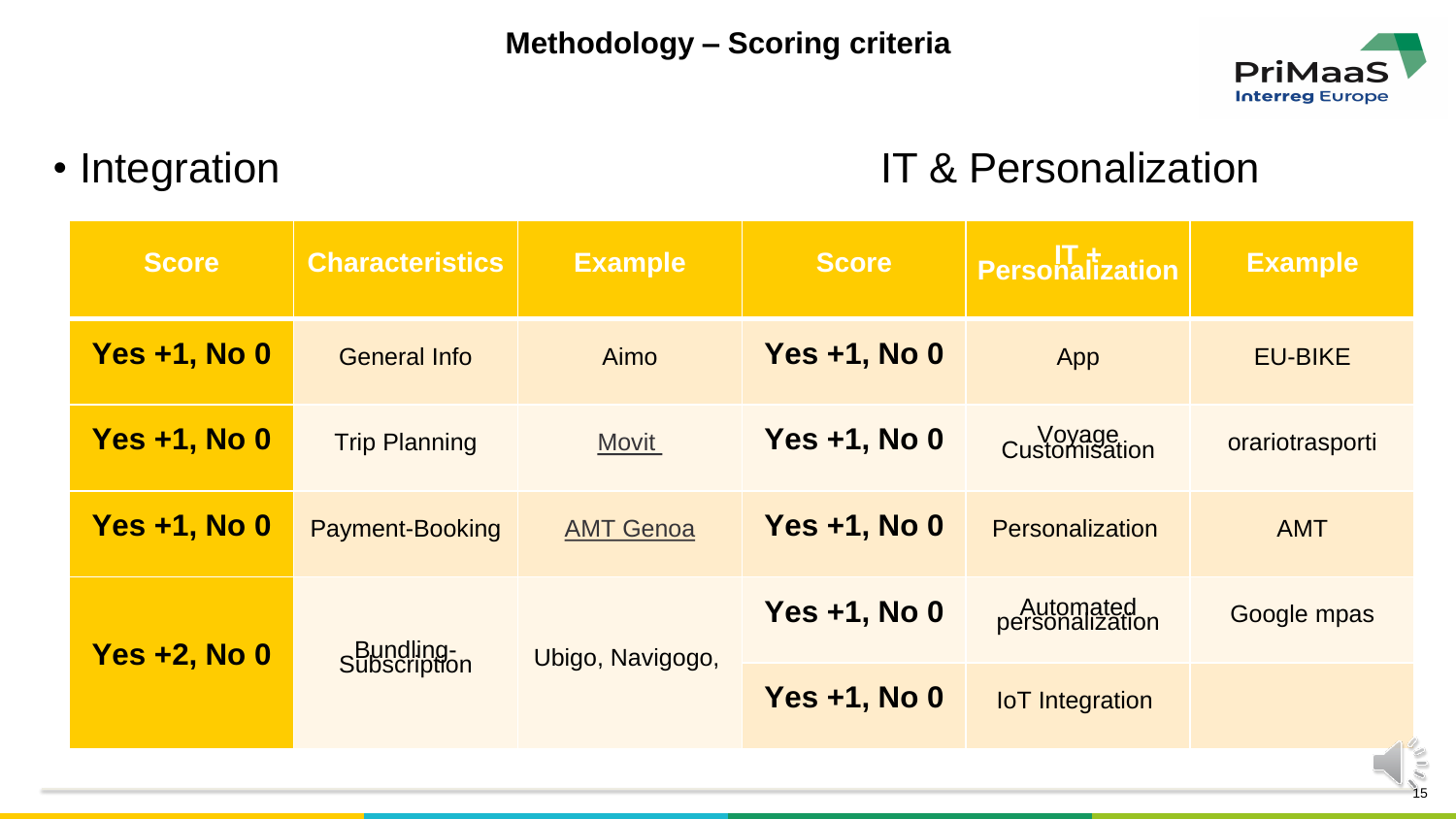# Methodology – Scoring criteria

- Integration

IT & Personalization

| Score | Characteristics | Example | Score | IT + Personalization | Example |
|---|---|---|---|---|---|
| Yes +1, No 0 | General Info | Aimo | Yes +1, No 0 | App | EU-BIKE |
| Yes +1, No 0 | Trip Planning | Movit | Yes +1, No 0 | Voyage Customisation | orariotrasporti |
| Yes +1, No 0 | Payment-Booking | AMT Genoa | Yes +1, No 0 | Personalization | AMT |
| Yes +2, No 0 | Bundling-Subscription | Ubigo, Navigogo, | Yes +1, No 0 | Automated personalization | Google mpas |
| | | | Yes +1, No 0 | IoT Integration | |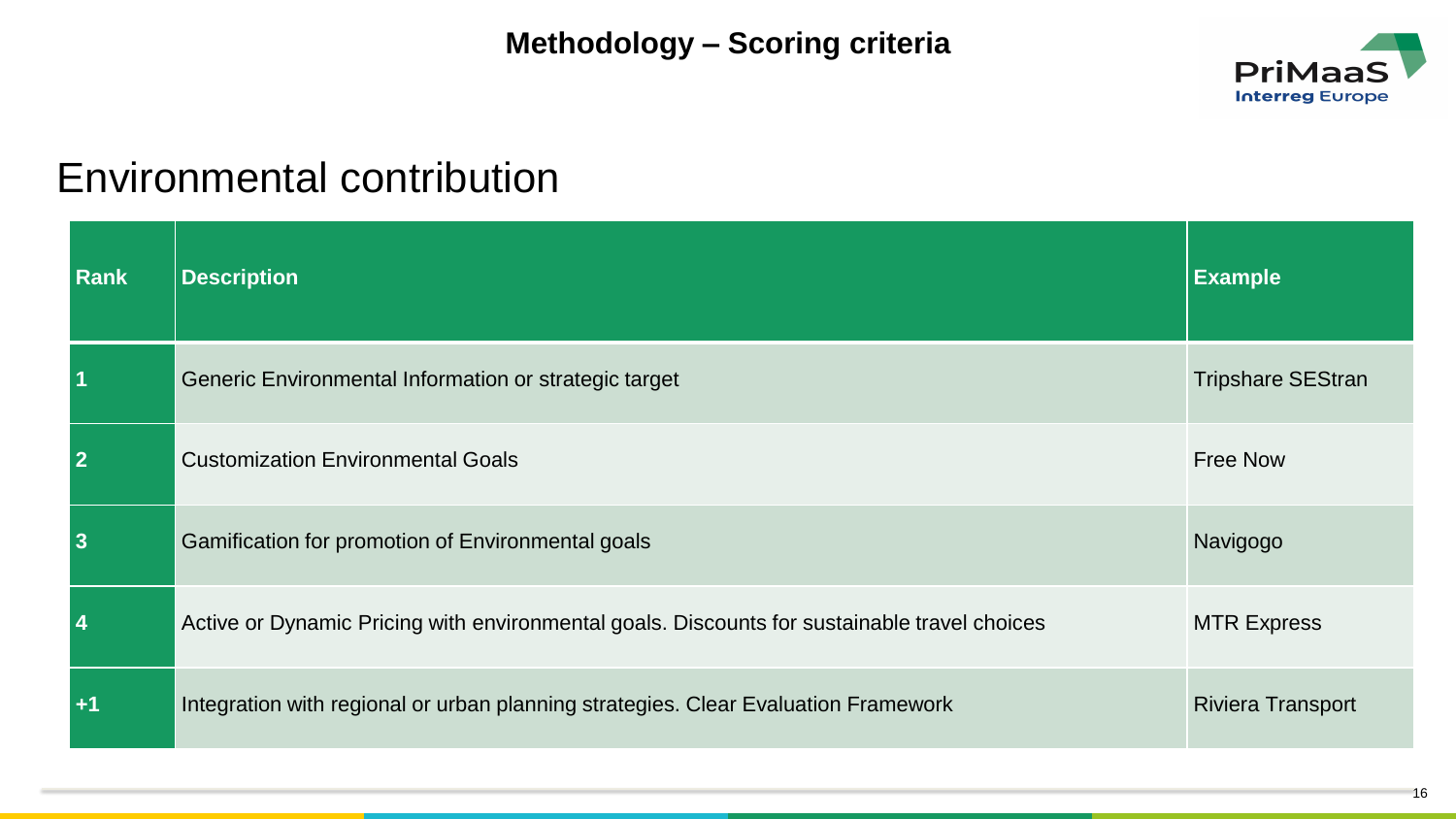# Methodology – Scoring criteria

## Environmental contribution

| Rank | Description | Example |
|---|---|---|
| 1 | Generic Environmental Information or strategic target | Tripshare SEStran |
| 2 | Customization Environmental Goals | Free Now |
| 3 | Gamification for promotion of Environmental goals | Navigogo |
| 4 | Active or Dynamic Pricing with environmental goals. Discounts for sustainable travel choices | MTR Express |
| +1 | Integration with regional or urban planning strategies. Clear Evaluation Framework | Riviera Transport |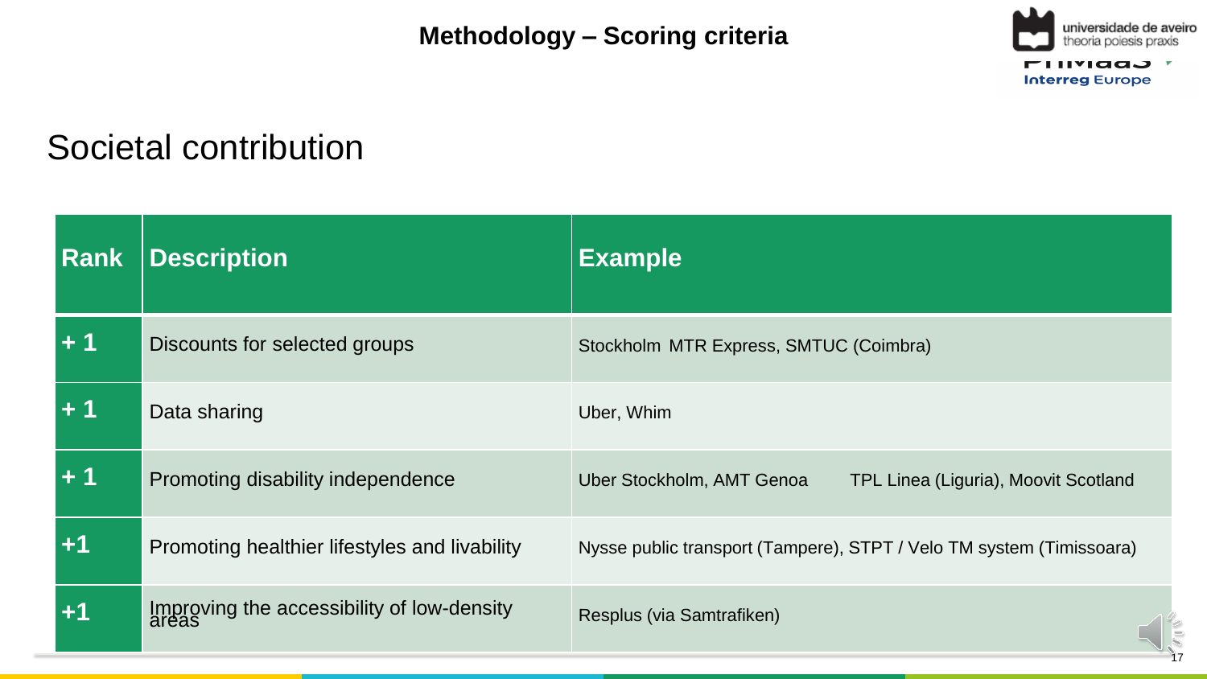# Methodology – Scoring criteria

## Societal contribution

| Rank | Description | Example |
|---|---|---|
| + 1 | Discounts for selected groups | Stockholm MTR Express, SMTUC (Coimbra) |
| + 1 | Data sharing | Uber, Whim |
| + 1 | Promoting disability independence | Uber Stockholm, AMT Genoa TPL Linea (Liguria), Moovit Scotland |
| +1 | Promoting healthier lifestyles and livability | Nysse public transport (Tampere), STPT / Velo TM system (Timissoara) |
| +1 | Improving the accessibility of low-density areas | Resplus (via Samtrafiken) |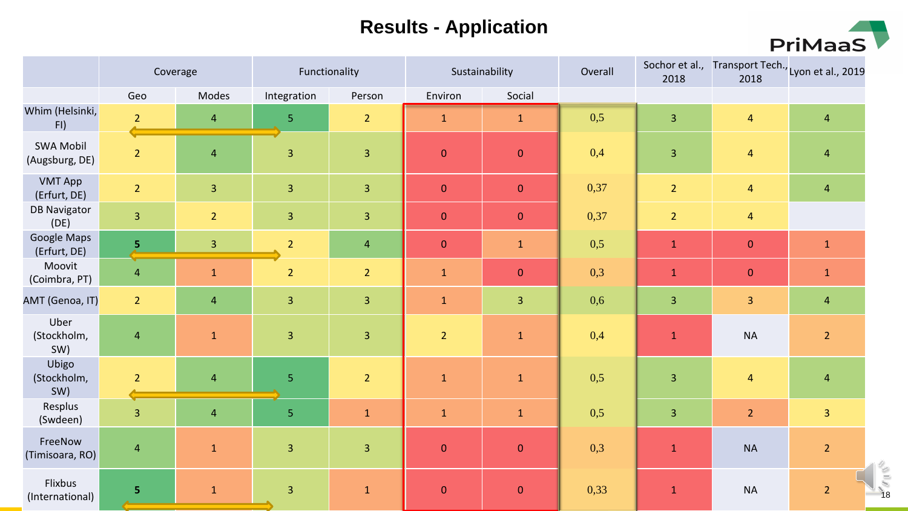# Results - Application

| | Coverage | | Functionality | | Sustainability | | Overall | Sochor et al., 2018 | Transport Tech., 2018 | Lyon et al., 2019 |
|---|---|---|---|---|---|---|---|---|---|---|
| | Geo | Modes | Integration | Person | Environ | Social | | | | |
| Whim (Helsinki, FI) | 2 | 4 | 5 | 2 | 1 | 1 | 0,5 | 3 | 4 | 4 |
| SWA Mobil (Augsburg, DE) | 2 | 4 | 3 | 3 | 0 | 0 | 0,4 | 3 | 4 | 4 |
| VMT App (Erfurt, DE) | 2 | 3 | 3 | 3 | 0 | 0 | 0,37 | 2 | 4 | 4 |
| DB Navigator (DE) | 3 | 2 | 3 | 3 | 0 | 0 | 0,37 | 2 | 4 | |
| Google Maps (Erfurt, DE) | **5** | 3 | 2 | 4 | 0 | 1 | 0,5 | 1 | 0 | 1 |
| Moovit (Coimbra, PT) | 4 | 1 | 2 | 2 | 1 | 0 | 0,3 | 1 | 0 | 1 |
| AMT (Genoa, IT) | 2 | 4 | 3 | 3 | 1 | 3 | 0,6 | 3 | 3 | 4 |
| Uber (Stockholm, SW) | 4 | 1 | 3 | 3 | 2 | 1 | 0,4 | 1 | NA | 2 |
| Ubigo (Stockholm, SW) | 2 | 4 | 5 | 2 | 1 | 1 | 0,5 | 3 | 4 | 4 |
| Resplus (Swdeen) | 3 | 4 | 5 | 1 | 1 | 1 | 0,5 | 3 | 2 | 3 |
| FreeNow (Timisoara, RO) | 4 | 1 | 3 | 3 | 0 | 0 | 0,3 | 1 | NA | 2 |
| Flixbus (International) | **5** | 1 | 3 | 1 | 0 | 0 | 0,33 | 1 | NA | 2 |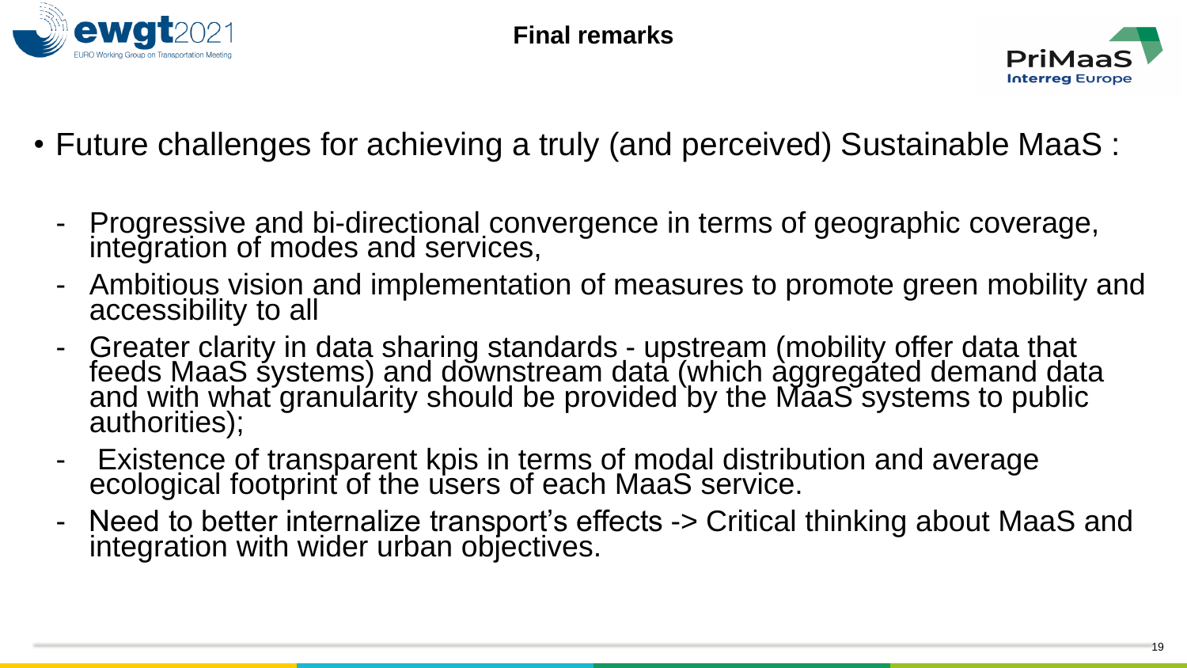# Final remarks

- Future challenges for achieving a truly (and perceived) Sustainable MaaS :
  - Progressive and bi-directional convergence in terms of geographic coverage, integration of modes and services,
  - Ambitious vision and implementation of measures to promote green mobility and accessibility to all
  - Greater clarity in data sharing standards - upstream (mobility offer data that feeds MaaS systems) and downstream data (which aggregated demand data and with what granularity should be provided by the MaaS systems to public authorities);
  - Existence of transparent kpis in terms of modal distribution and average ecological footprint of the users of each MaaS service.
  - Need to better internalize transport's effects -> Critical thinking about MaaS and integration with wider urban objectives.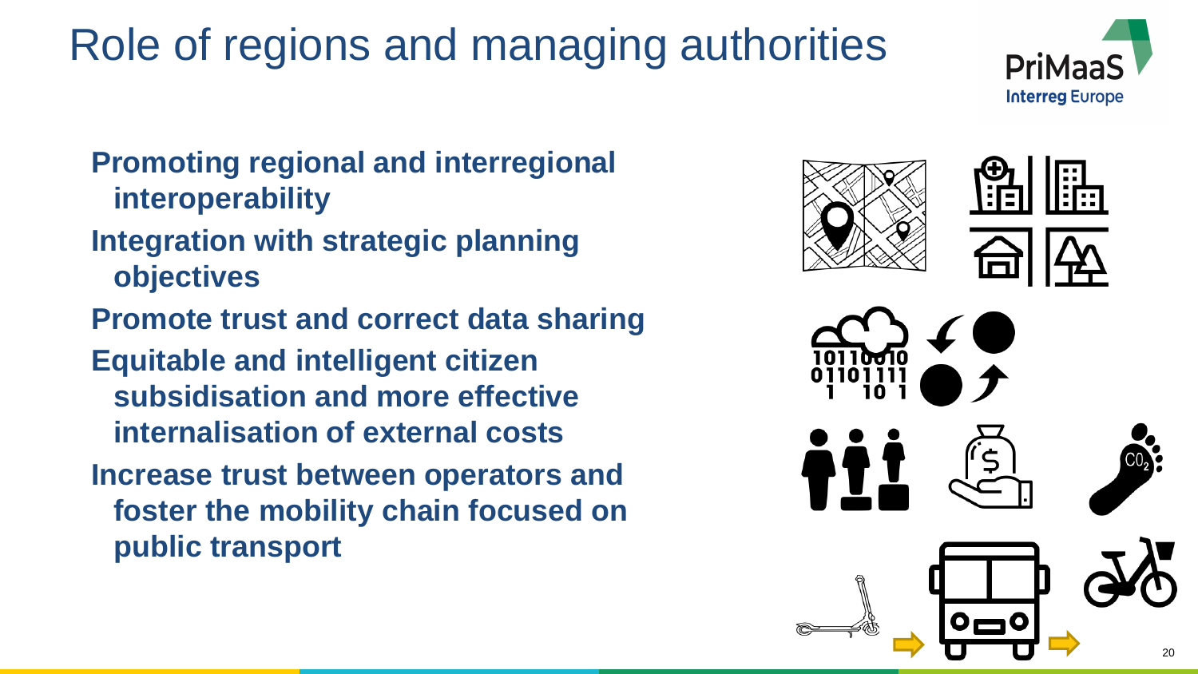# Role of regions and managing authorities

- **Promoting regional and interregional interoperability**
- **Integration with strategic planning objectives**
- **Promote trust and correct data sharing**
- **Equitable and intelligent citizen subsidisation and more effective internalisation of external costs**
- **Increase trust between operators and foster the mobility chain focused on public transport**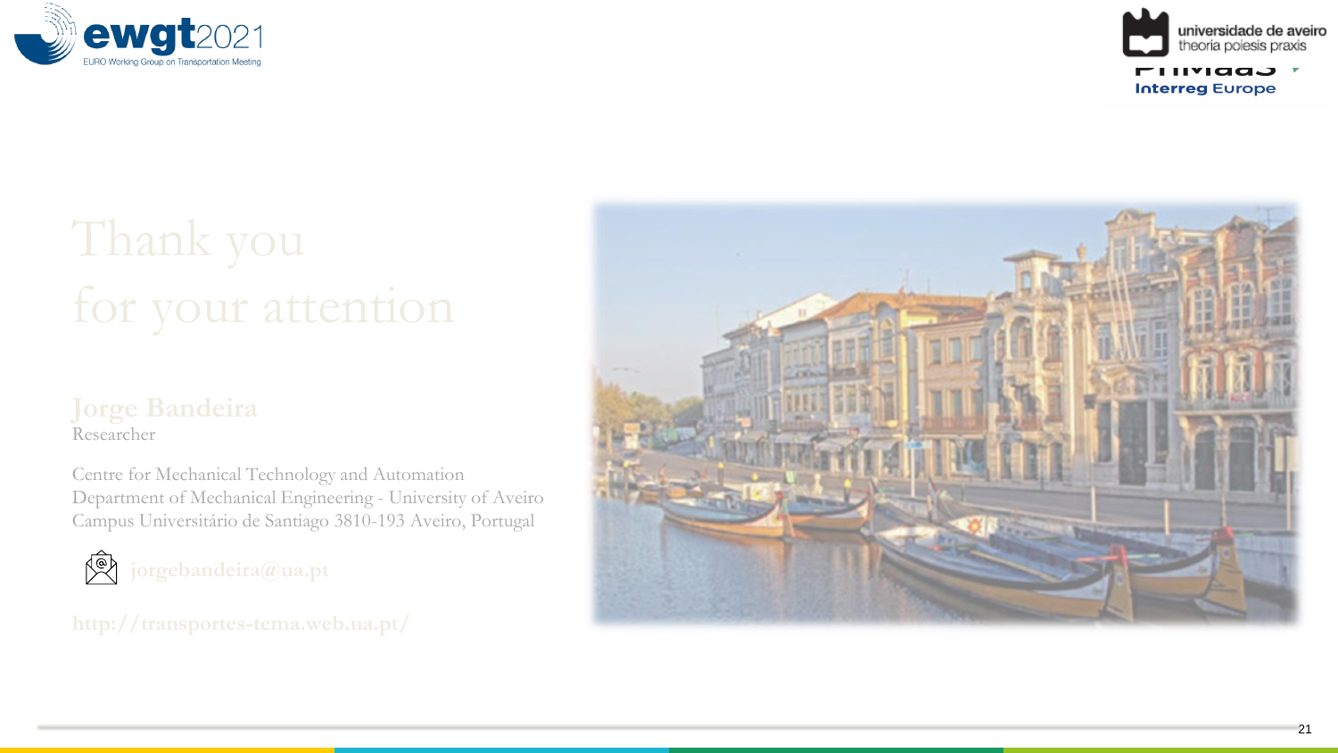# Thank you for your attention

**Jorge Bandeira**
Researcher

Centre for Mechanical Technology and Automation
Department of Mechanical Engineering - University of Aveiro
Campus Universitário de Santiago 3810-193 Aveiro, Portugal

**jorgebandeira@ua.pt**

**http://transportes-tema.web.ua.pt/**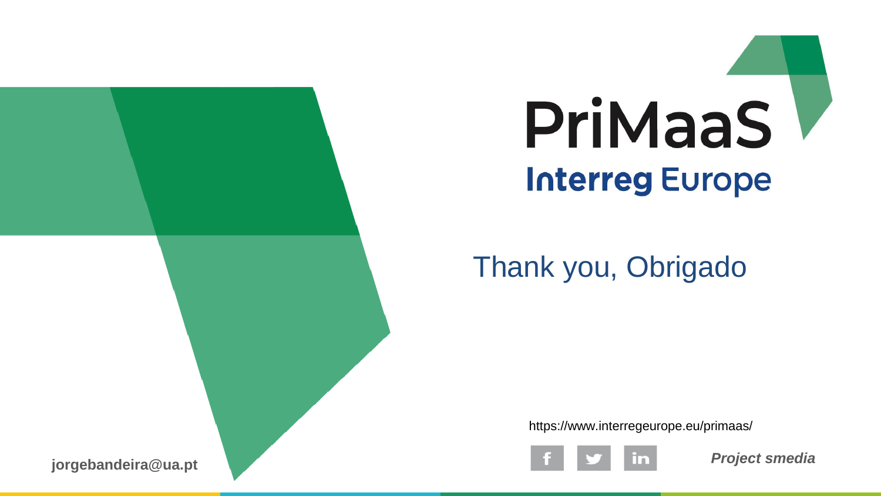# PriMaaS

**Interreg Europe**

Thank you, Obrigado

https://www.interregeurope.eu/primaas/

***Project smedia***

**jorgebandeira@ua.pt**